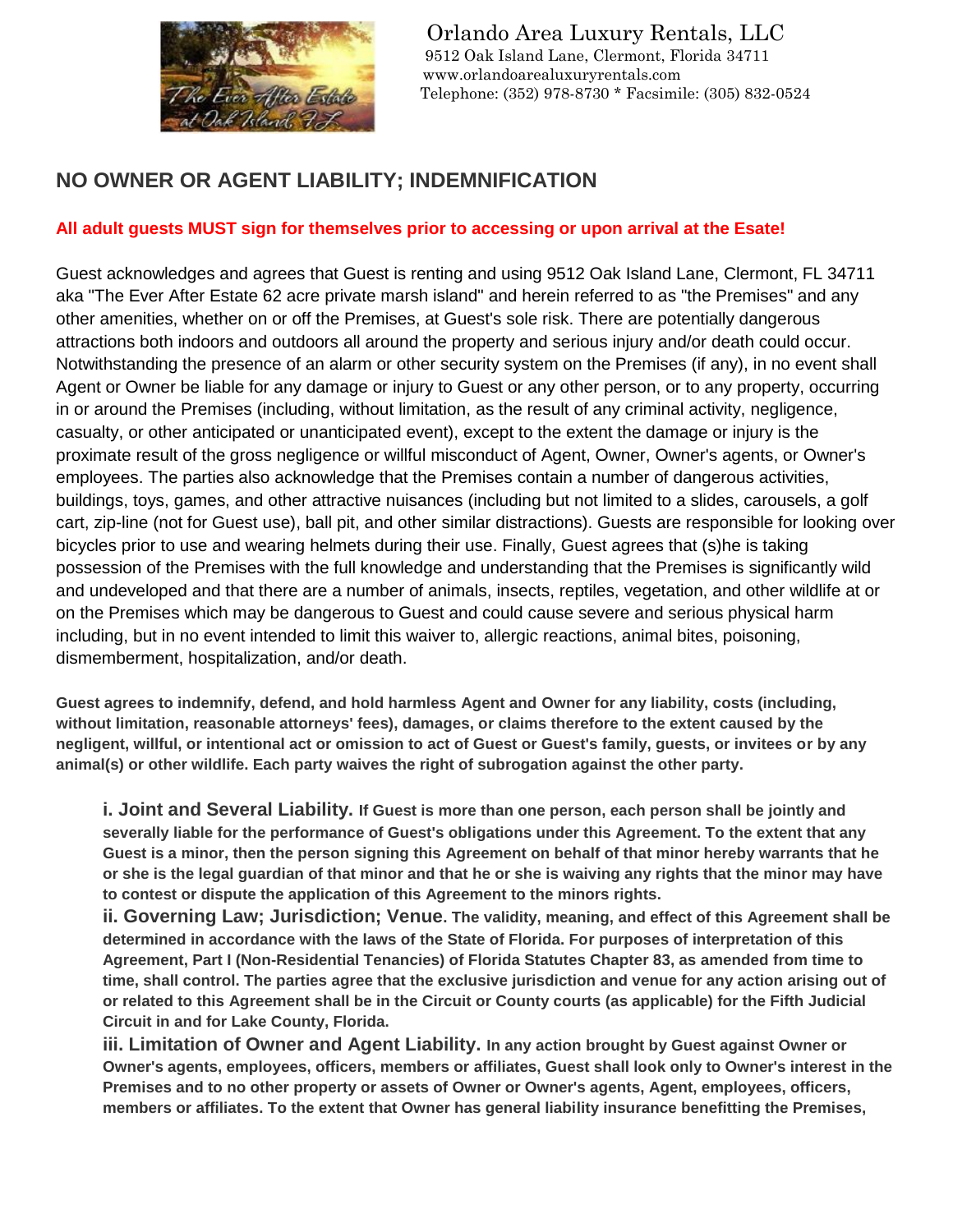Orlando Area Luxury Rentals, LLC
9512 Oak Island Lane, Clermont, Florida 34711
www.orlandoarealuxuryrentals.com
Telephone: (352) 978-8730 * Facsimile: (305) 832-0524

## NO OWNER OR AGENT LIABILITY; INDEMNIFICATION

**All adult guests MUST sign for themselves prior to accessing or upon arrival at the Esate!**

Guest acknowledges and agrees that Guest is renting and using 9512 Oak Island Lane, Clermont, FL 34711 aka "The Ever After Estate 62 acre private marsh island" and herein referred to as "the Premises" and any other amenities, whether on or off the Premises, at Guest's sole risk. There are potentially dangerous attractions both indoors and outdoors all around the property and serious injury and/or death could occur. Notwithstanding the presence of an alarm or other security system on the Premises (if any), in no event shall Agent or Owner be liable for any damage or injury to Guest or any other person, or to any property, occurring in or around the Premises (including, without limitation, as the result of any criminal activity, negligence, casualty, or other anticipated or unanticipated event), except to the extent the damage or injury is the proximate result of the gross negligence or willful misconduct of Agent, Owner, Owner's agents, or Owner's employees. The parties also acknowledge that the Premises contain a number of dangerous activities, buildings, toys, games, and other attractive nuisances (including but not limited to a slides, carousels, a golf cart, zip-line (not for Guest use), ball pit, and other similar distractions). Guests are responsible for looking over bicycles prior to use and wearing helmets during their use. Finally, Guest agrees that (s)he is taking possession of the Premises with the full knowledge and understanding that the Premises is significantly wild and undeveloped and that there are a number of animals, insects, reptiles, vegetation, and other wildlife at or on the Premises which may be dangerous to Guest and could cause severe and serious physical harm including, but in no event intended to limit this waiver to, allergic reactions, animal bites, poisoning, dismemberment, hospitalization, and/or death.

**Guest agrees to indemnify, defend, and hold harmless Agent and Owner for any liability, costs (including, without limitation, reasonable attorneys' fees), damages, or claims therefore to the extent caused by the negligent, willful, or intentional act or omission to act of Guest or Guest's family, guests, or invitees or by any animal(s) or other wildlife. Each party waives the right of subrogation against the other party.**

**i. Joint and Several Liability.** **If Guest is more than one person, each person shall be jointly and severally liable for the performance of Guest's obligations under this Agreement. To the extent that any Guest is a minor, then the person signing this Agreement on behalf of that minor hereby warrants that he or she is the legal guardian of that minor and that he or she is waiving any rights that the minor may have to contest or dispute the application of this Agreement to the minors rights.**

**ii. Governing Law; Jurisdiction; Venue.** **The validity, meaning, and effect of this Agreement shall be determined in accordance with the laws of the State of Florida. For purposes of interpretation of this Agreement, Part I (Non-Residential Tenancies) of Florida Statutes Chapter 83, as amended from time to time, shall control. The parties agree that the exclusive jurisdiction and venue for any action arising out of or related to this Agreement shall be in the Circuit or County courts (as applicable) for the Fifth Judicial Circuit in and for Lake County, Florida.**

**iii. Limitation of Owner and Agent Liability.** **In any action brought by Guest against Owner or Owner's agents, employees, officers, members or affiliates, Guest shall look only to Owner's interest in the Premises and to no other property or assets of Owner or Owner's agents, Agent, employees, officers, members or affiliates. To the extent that Owner has general liability insurance benefitting the Premises,**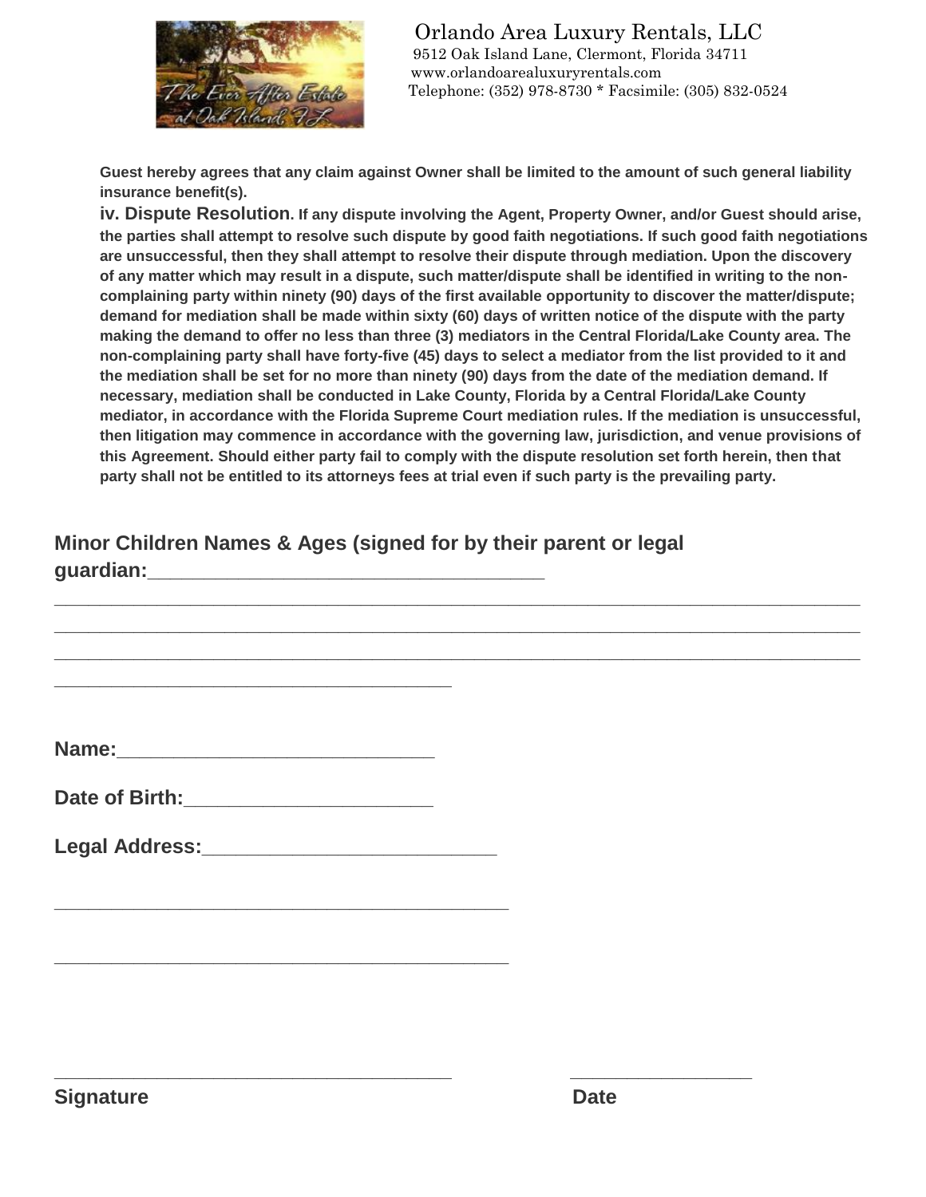Orlando Area Luxury Rentals, LLC
9512 Oak Island Lane, Clermont, Florida 34711
www.orlandoarealuxuryrentals.com
Telephone: (352) 978-8730 * Facsimile: (305) 832-0524

**Guest hereby agrees that any claim against Owner shall be limited to the amount of such general liability insurance benefit(s).**

**iv. Dispute Resolution. If any dispute involving the Agent, Property Owner, and/or Guest should arise, the parties shall attempt to resolve such dispute by good faith negotiations. If such good faith negotiations are unsuccessful, then they shall attempt to resolve their dispute through mediation. Upon the discovery of any matter which may result in a dispute, such matter/dispute shall be identified in writing to the non-complaining party within ninety (90) days of the first available opportunity to discover the matter/dispute; demand for mediation shall be made within sixty (60) days of written notice of the dispute with the party making the demand to offer no less than three (3) mediators in the Central Florida/Lake County area. The non-complaining party shall have forty-five (45) days to select a mediator from the list provided to it and the mediation shall be set for no more than ninety (90) days from the date of the mediation demand. If necessary, mediation shall be conducted in Lake County, Florida by a Central Florida/Lake County mediator, in accordance with the Florida Supreme Court mediation rules. If the mediation is unsuccessful, then litigation may commence in accordance with the governing law, jurisdiction, and venue provisions of this Agreement. Should either party fail to comply with the dispute resolution set forth herein, then that party shall not be entitled to its attorneys fees at trial even if such party is the prevailing party.**

**Minor Children Names & Ages (signed for by their parent or legal guardian:______________________________________**

_____________________________________________________________________________

_____________________________________________________________________________

_____________________________________________________________________________

______________________________________

**Name:______________________________**

**Date of Birth:_______________________**

**Legal Address:____________________________**

____________________________________________

____________________________________________

______________________________________ ________________

**Signature** **Date**